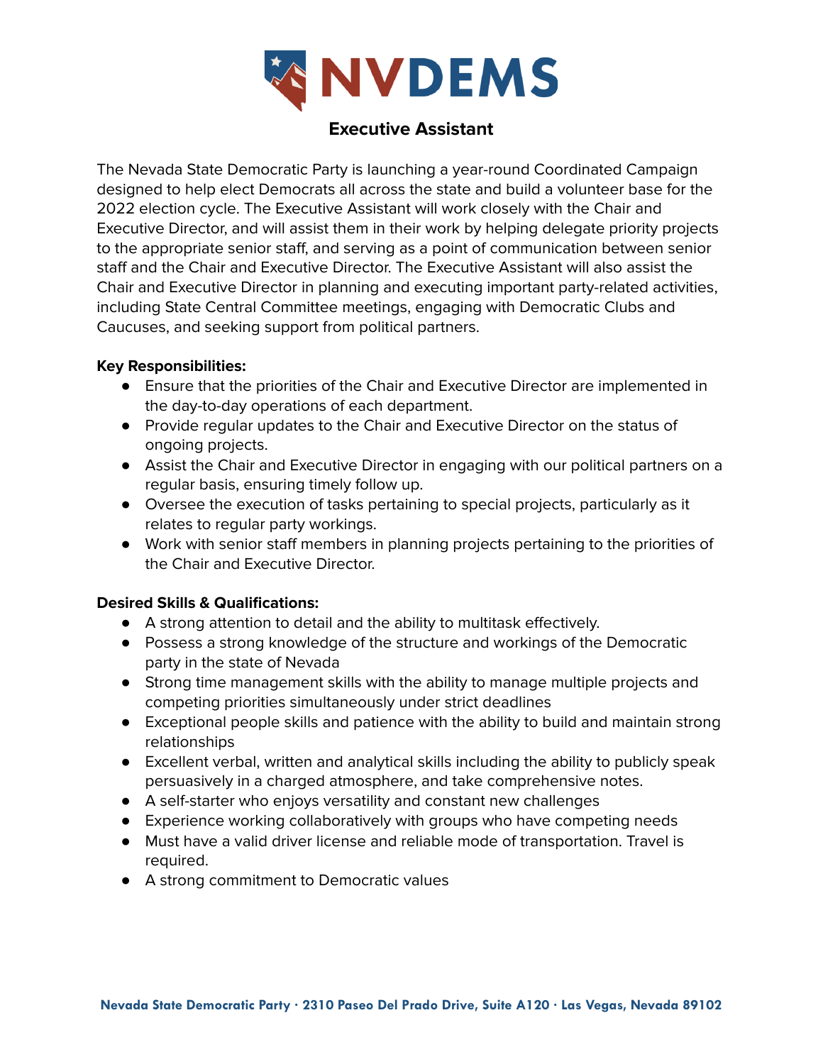NVDEMS

# Executive Assistant

The Nevada State Democratic Party is launching a year-round Coordinated Campaign designed to help elect Democrats all across the state and build a volunteer base for the 2022 election cycle. The Executive Assistant will work closely with the Chair and Executive Director, and will assist them in their work by helping delegate priority projects to the appropriate senior staff, and serving as a point of communication between senior staff and the Chair and Executive Director. The Executive Assistant will also assist the Chair and Executive Director in planning and executing important party-related activities, including State Central Committee meetings, engaging with Democratic Clubs and Caucuses, and seeking support from political partners.

**Key Responsibilities:**

- Ensure that the priorities of the Chair and Executive Director are implemented in the day-to-day operations of each department.
- Provide regular updates to the Chair and Executive Director on the status of ongoing projects.
- Assist the Chair and Executive Director in engaging with our political partners on a regular basis, ensuring timely follow up.
- Oversee the execution of tasks pertaining to special projects, particularly as it relates to regular party workings.
- Work with senior staff members in planning projects pertaining to the priorities of the Chair and Executive Director.

**Desired Skills & Qualifications:**

- A strong attention to detail and the ability to multitask effectively.
- Possess a strong knowledge of the structure and workings of the Democratic party in the state of Nevada
- Strong time management skills with the ability to manage multiple projects and competing priorities simultaneously under strict deadlines
- Exceptional people skills and patience with the ability to build and maintain strong relationships
- Excellent verbal, written and analytical skills including the ability to publicly speak persuasively in a charged atmosphere, and take comprehensive notes.
- A self-starter who enjoys versatility and constant new challenges
- Experience working collaboratively with groups who have competing needs
- Must have a valid driver license and reliable mode of transportation. Travel is required.
- A strong commitment to Democratic values

**Nevada State Democratic Party · 2310 Paseo Del Prado Drive, Suite A120 · Las Vegas, Nevada 89102**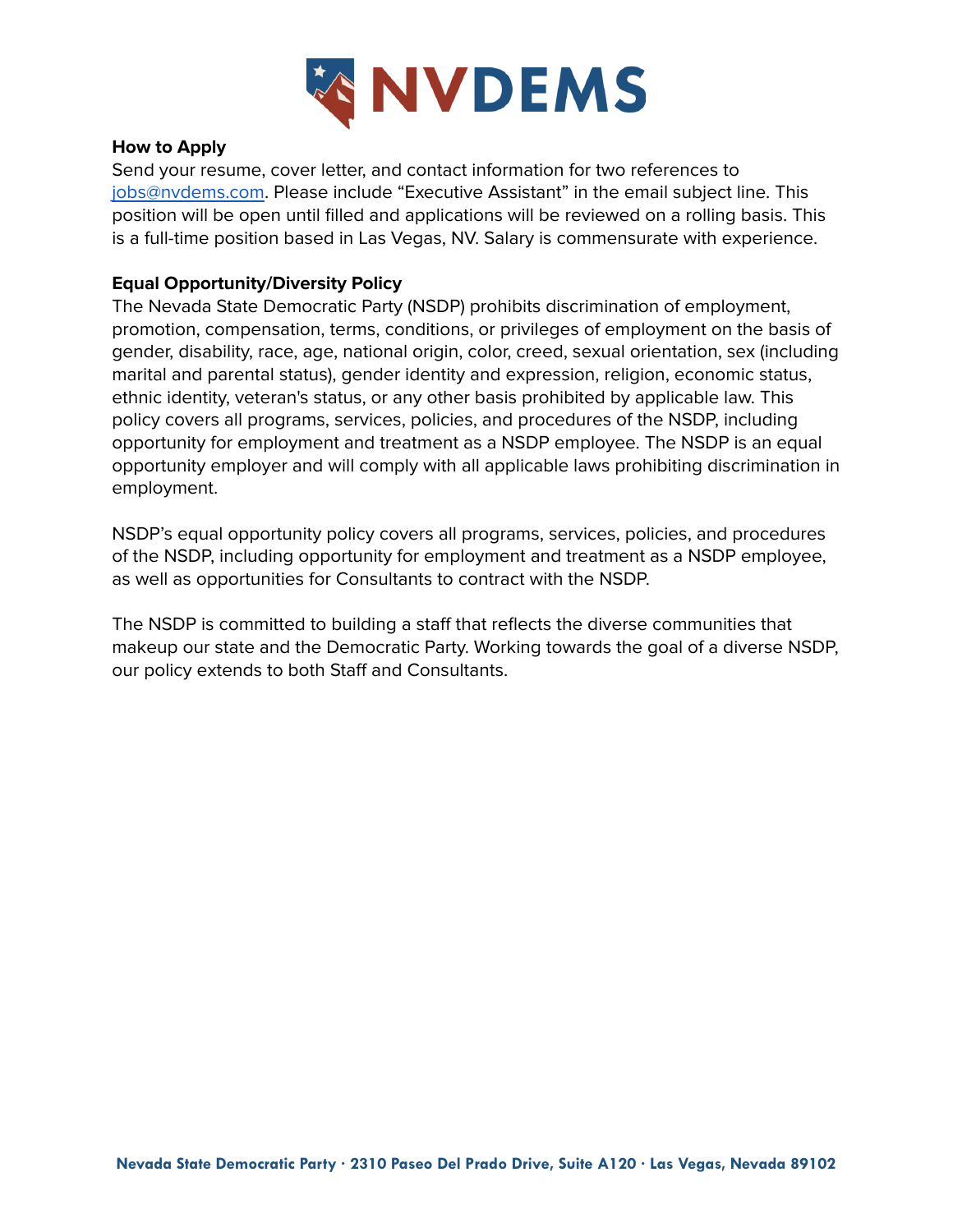## How to Apply

Send your resume, cover letter, and contact information for two references to jobs@nvdems.com. Please include "Executive Assistant" in the email subject line. This position will be open until filled and applications will be reviewed on a rolling basis. This is a full-time position based in Las Vegas, NV. Salary is commensurate with experience.

## Equal Opportunity/Diversity Policy

The Nevada State Democratic Party (NSDP) prohibits discrimination of employment, promotion, compensation, terms, conditions, or privileges of employment on the basis of gender, disability, race, age, national origin, color, creed, sexual orientation, sex (including marital and parental status), gender identity and expression, religion, economic status, ethnic identity, veteran's status, or any other basis prohibited by applicable law. This policy covers all programs, services, policies, and procedures of the NSDP, including opportunity for employment and treatment as a NSDP employee. The NSDP is an equal opportunity employer and will comply with all applicable laws prohibiting discrimination in employment.

NSDP's equal opportunity policy covers all programs, services, policies, and procedures of the NSDP, including opportunity for employment and treatment as a NSDP employee, as well as opportunities for Consultants to contract with the NSDP.

The NSDP is committed to building a staff that reflects the diverse communities that makeup our state and the Democratic Party. Working towards the goal of a diverse NSDP, our policy extends to both Staff and Consultants.